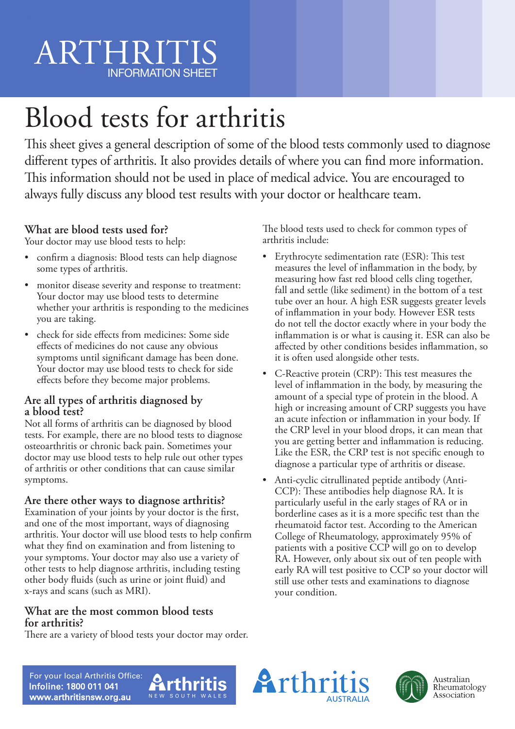# ARTHRITIS

INFORMATION SHEET

# Blood tests for arthritis

This sheet gives a general description of some of the blood tests commonly used to diagnose different types of arthritis. It also provides details of where you can find more information. This information should not be used in place of medical advice. You are encouraged to always fully discuss any blood test results with your doctor or healthcare team.

## What are blood tests used for?

Your doctor may use blood tests to help:

- confirm a diagnosis: Blood tests can help diagnose some types of arthritis.
- monitor disease severity and response to treatment: Your doctor may use blood tests to determine whether your arthritis is responding to the medicines you are taking.
- check for side effects from medicines: Some side effects of medicines do not cause any obvious symptoms until significant damage has been done. Your doctor may use blood tests to check for side effects before they become major problems.

## Are all types of arthritis diagnosed by a blood test?

Not all forms of arthritis can be diagnosed by blood tests. For example, there are no blood tests to diagnose osteoarthritis or chronic back pain. Sometimes your doctor may use blood tests to help rule out other types of arthritis or other conditions that can cause similar symptoms.

## Are there other ways to diagnose arthritis?

Examination of your joints by your doctor is the first, and one of the most important, ways of diagnosing arthritis. Your doctor will use blood tests to help confirm what they find on examination and from listening to your symptoms. Your doctor may also use a variety of other tests to help diagnose arthritis, including testing other body fluids (such as urine or joint fluid) and x-rays and scans (such as MRI).

## What are the most common blood tests for arthritis?

There are a variety of blood tests your doctor may order.

The blood tests used to check for common types of arthritis include:

- Erythrocyte sedimentation rate (ESR): This test measures the level of inflammation in the body, by measuring how fast red blood cells cling together, fall and settle (like sediment) in the bottom of a test tube over an hour. A high ESR suggests greater levels of inflammation in your body. However ESR tests do not tell the doctor exactly where in your body the inflammation is or what is causing it. ESR can also be affected by other conditions besides inflammation, so it is often used alongside other tests.
- C-Reactive protein (CRP): This test measures the level of inflammation in the body, by measuring the amount of a special type of protein in the blood. A high or increasing amount of CRP suggests you have an acute infection or inflammation in your body. If the CRP level in your blood drops, it can mean that you are getting better and inflammation is reducing. Like the ESR, the CRP test is not specific enough to diagnose a particular type of arthritis or disease.
- Anti-cyclic citrullinated peptide antibody (Anti-CCP): These antibodies help diagnose RA. It is particularly useful in the early stages of RA or in borderline cases as it is a more specific test than the rheumatoid factor test. According to the American College of Rheumatology, approximately 95% of patients with a positive CCP will go on to develop RA. However, only about six out of ten people with early RA will test positive to CCP so your doctor will still use other tests and examinations to diagnose your condition.

For your local Arthritis Office:
Infoline: 1800 011 041
www.arthritisnsw.org.au

Arthritis New South Wales | Arthritis Australia | Australian Rheumatology Association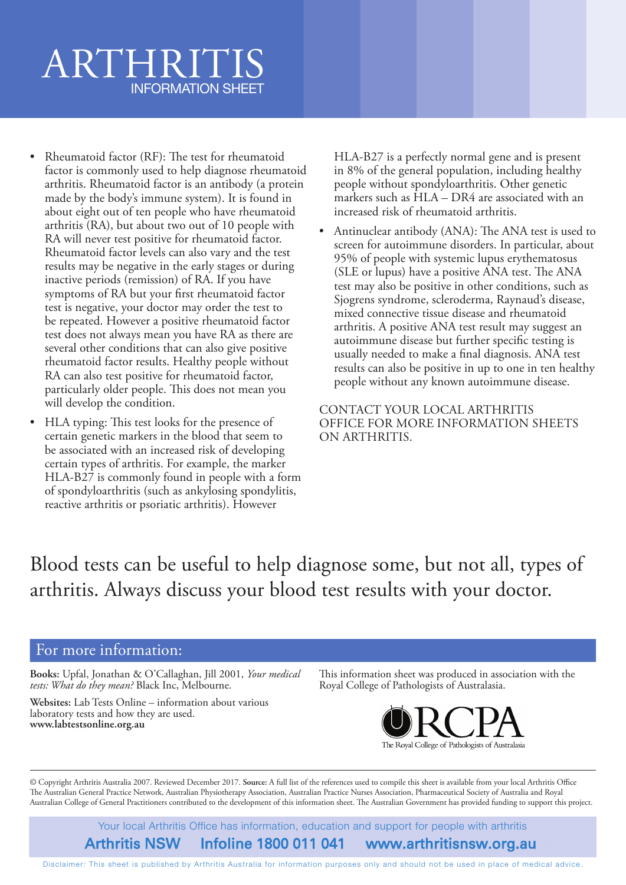# ARTHRITIS
INFORMATION SHEET

- Rheumatoid factor (RF): The test for rheumatoid factor is commonly used to help diagnose rheumatoid arthritis. Rheumatoid factor is an antibody (a protein made by the body's immune system). It is found in about eight out of ten people who have rheumatoid arthritis (RA), but about two out of 10 people with RA will never test positive for rheumatoid factor. Rheumatoid factor levels can also vary and the test results may be negative in the early stages or during inactive periods (remission) of RA. If you have symptoms of RA but your first rheumatoid factor test is negative, your doctor may order the test to be repeated. However a positive rheumatoid factor test does not always mean you have RA as there are several other conditions that can also give positive rheumatoid factor results. Healthy people without RA can also test positive for rheumatoid factor, particularly older people. This does not mean you will develop the condition.
- HLA typing: This test looks for the presence of certain genetic markers in the blood that seem to be associated with an increased risk of developing certain types of arthritis. For example, the marker HLA-B27 is commonly found in people with a form of spondyloarthritis (such as ankylosing spondylitis, reactive arthritis or psoriatic arthritis). However HLA-B27 is a perfectly normal gene and is present in 8% of the general population, including healthy people without spondyloarthritis. Other genetic markers such as HLA – DR4 are associated with an increased risk of rheumatoid arthritis.
- Antinuclear antibody (ANA): The ANA test is used to screen for autoimmune disorders. In particular, about 95% of people with systemic lupus erythematosus (SLE or lupus) have a positive ANA test. The ANA test may also be positive in other conditions, such as Sjogrens syndrome, scleroderma, Raynaud's disease, mixed connective tissue disease and rheumatoid arthritis. A positive ANA test result may suggest an autoimmune disease but further specific testing is usually needed to make a final diagnosis. ANA test results can also be positive in up to one in ten healthy people without any known autoimmune disease.

CONTACT YOUR LOCAL ARTHRITIS OFFICE FOR MORE INFORMATION SHEETS ON ARTHRITIS.

Blood tests can be useful to help diagnose some, but not all, types of arthritis. Always discuss your blood test results with your doctor.

## For more information:

**Books:** Upfal, Jonathan & O'Callaghan, Jill 2001, *Your medical tests: What do they mean?* Black Inc, Melbourne.

**Websites:** Lab Tests Online – information about various laboratory tests and how they are used.
**www.labtestsonline.org.au**

This information sheet was produced in association with the Royal College of Pathologists of Australasia.

RCPA
The Royal College of Pathologists of Australasia

© Copyright Arthritis Australia 2007. Reviewed December 2017. **Source:** A full list of the references used to compile this sheet is available from your local Arthritis Office
The Australian General Practice Network, Australian Physiotherapy Association, Australian Practice Nurses Association, Pharmaceutical Society of Australia and Royal Australian College of General Practitioners contributed to the development of this information sheet. The Australian Government has provided funding to support this project.

Your local Arthritis Office has information, education and support for people with arthritis

**Arthritis NSW Infoline 1800 011 041 www.arthritisnsw.org.au**

Disclaimer: This sheet is published by Arthritis Australia for information purposes only and should not be used in place of medical advice.